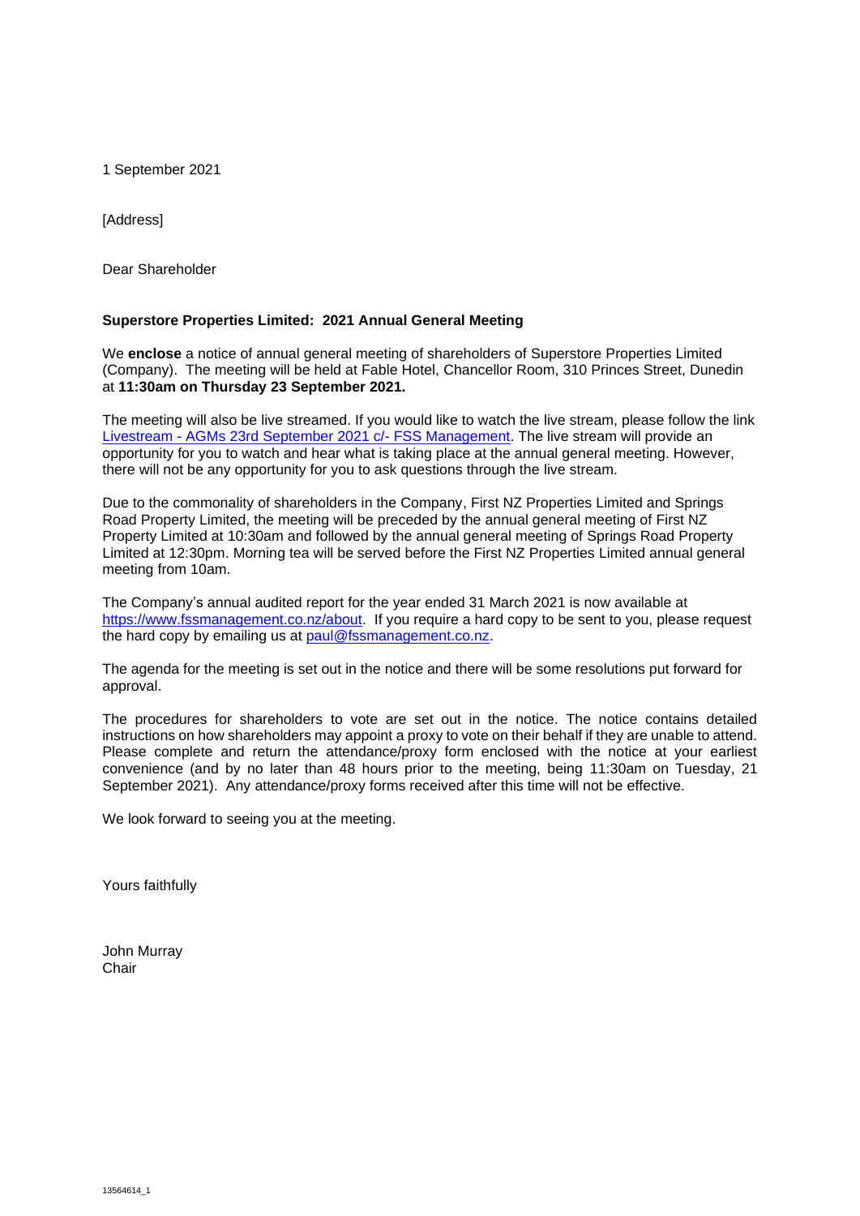1 September 2021

[Address]

Dear Shareholder

**Superstore Properties Limited: 2021 Annual General Meeting**

We **enclose** a notice of annual general meeting of shareholders of Superstore Properties Limited (Company). The meeting will be held at Fable Hotel, Chancellor Room, 310 Princes Street, Dunedin at **11:30am on Thursday 23 September 2021.**

The meeting will also be live streamed. If you would like to watch the live stream, please follow the link Livestream - AGMs 23rd September 2021 c/- FSS Management. The live stream will provide an opportunity for you to watch and hear what is taking place at the annual general meeting. However, there will not be any opportunity for you to ask questions through the live stream.

Due to the commonality of shareholders in the Company, First NZ Properties Limited and Springs Road Property Limited, the meeting will be preceded by the annual general meeting of First NZ Property Limited at 10:30am and followed by the annual general meeting of Springs Road Property Limited at 12:30pm. Morning tea will be served before the First NZ Properties Limited annual general meeting from 10am.

The Company's annual audited report for the year ended 31 March 2021 is now available at https://www.fssmanagement.co.nz/about. If you require a hard copy to be sent to you, please request the hard copy by emailing us at paul@fssmanagement.co.nz.

The agenda for the meeting is set out in the notice and there will be some resolutions put forward for approval.

The procedures for shareholders to vote are set out in the notice. The notice contains detailed instructions on how shareholders may appoint a proxy to vote on their behalf if they are unable to attend. Please complete and return the attendance/proxy form enclosed with the notice at your earliest convenience (and by no later than 48 hours prior to the meeting, being 11:30am on Tuesday, 21 September 2021). Any attendance/proxy forms received after this time will not be effective.

We look forward to seeing you at the meeting.

Yours faithfully

John Murray
Chair

13564614_1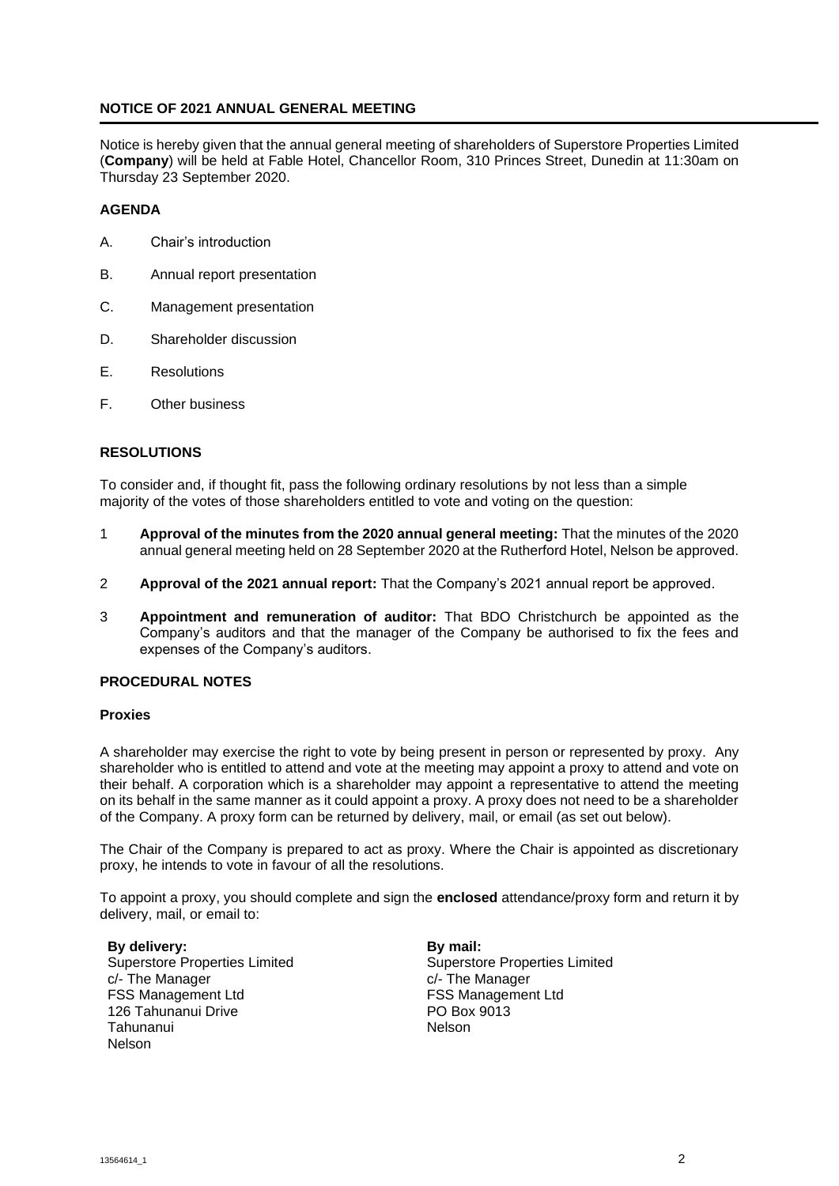## NOTICE OF 2021 ANNUAL GENERAL MEETING

Notice is hereby given that the annual general meeting of shareholders of Superstore Properties Limited (**Company**) will be held at Fable Hotel, Chancellor Room, 310 Princes Street, Dunedin at 11:30am on Thursday 23 September 2020.

### AGENDA

A. Chair's introduction

B. Annual report presentation

C. Management presentation

D. Shareholder discussion

E. Resolutions

F. Other business

### RESOLUTIONS

To consider and, if thought fit, pass the following ordinary resolutions by not less than a simple majority of the votes of those shareholders entitled to vote and voting on the question:

1 **Approval of the minutes from the 2020 annual general meeting:** That the minutes of the 2020 annual general meeting held on 28 September 2020 at the Rutherford Hotel, Nelson be approved.

2 **Approval of the 2021 annual report:** That the Company's 2021 annual report be approved.

3 **Appointment and remuneration of auditor:** That BDO Christchurch be appointed as the Company's auditors and that the manager of the Company be authorised to fix the fees and expenses of the Company's auditors.

### PROCEDURAL NOTES

#### Proxies

A shareholder may exercise the right to vote by being present in person or represented by proxy. Any shareholder who is entitled to attend and vote at the meeting may appoint a proxy to attend and vote on their behalf. A corporation which is a shareholder may appoint a representative to attend the meeting on its behalf in the same manner as it could appoint a proxy. A proxy does not need to be a shareholder of the Company. A proxy form can be returned by delivery, mail, or email (as set out below).

The Chair of the Company is prepared to act as proxy. Where the Chair is appointed as discretionary proxy, he intends to vote in favour of all the resolutions.

To appoint a proxy, you should complete and sign the **enclosed** attendance/proxy form and return it by delivery, mail, or email to:

**By delivery:**
Superstore Properties Limited
c/- The Manager
FSS Management Ltd
126 Tahunanui Drive
Tahunanui
Nelson

**By mail:**
Superstore Properties Limited
c/- The Manager
FSS Management Ltd
PO Box 9013
Nelson

13564614_1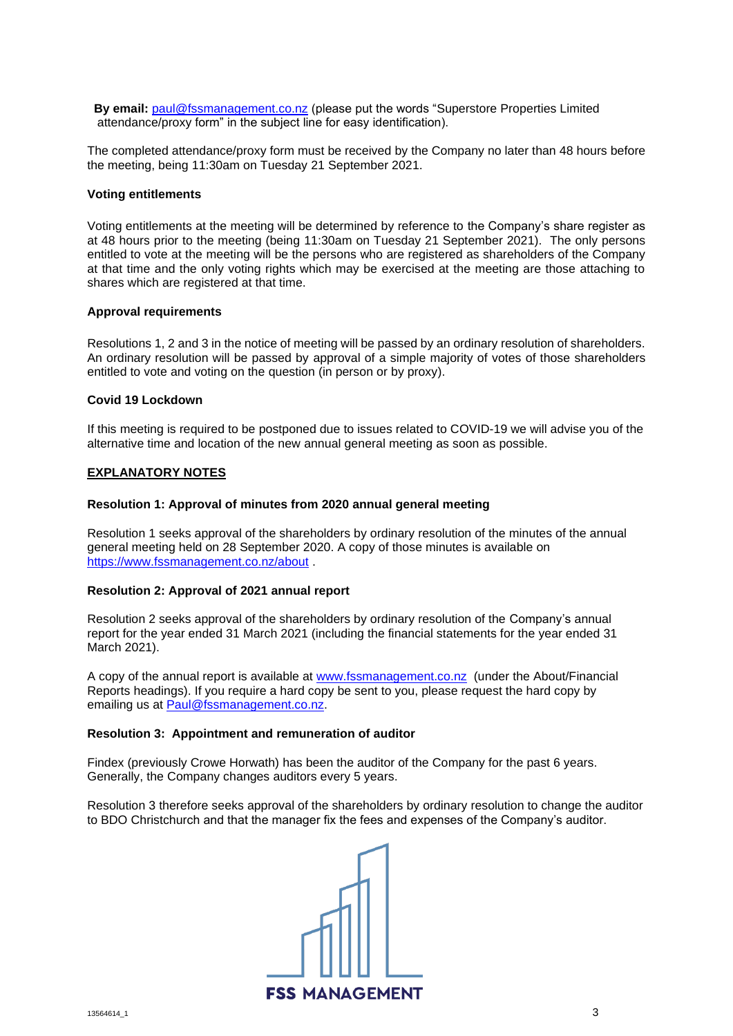**By email:** paul@fssmanagement.co.nz (please put the words "Superstore Properties Limited attendance/proxy form" in the subject line for easy identification).

The completed attendance/proxy form must be received by the Company no later than 48 hours before the meeting, being 11:30am on Tuesday 21 September 2021.

**Voting entitlements**

Voting entitlements at the meeting will be determined by reference to the Company's share register as at 48 hours prior to the meeting (being 11:30am on Tuesday 21 September 2021). The only persons entitled to vote at the meeting will be the persons who are registered as shareholders of the Company at that time and the only voting rights which may be exercised at the meeting are those attaching to shares which are registered at that time.

**Approval requirements**

Resolutions 1, 2 and 3 in the notice of meeting will be passed by an ordinary resolution of shareholders. An ordinary resolution will be passed by approval of a simple majority of votes of those shareholders entitled to vote and voting on the question (in person or by proxy).

**Covid 19 Lockdown**

If this meeting is required to be postponed due to issues related to COVID-19 we will advise you of the alternative time and location of the new annual general meeting as soon as possible.

**EXPLANATORY NOTES**

**Resolution 1: Approval of minutes from 2020 annual general meeting**

Resolution 1 seeks approval of the shareholders by ordinary resolution of the minutes of the annual general meeting held on 28 September 2020. A copy of those minutes is available on https://www.fssmanagement.co.nz/about .

**Resolution 2: Approval of 2021 annual report**

Resolution 2 seeks approval of the shareholders by ordinary resolution of the Company's annual report for the year ended 31 March 2021 (including the financial statements for the year ended 31 March 2021).

A copy of the annual report is available at www.fssmanagement.co.nz (under the About/Financial Reports headings). If you require a hard copy be sent to you, please request the hard copy by emailing us at Paul@fssmanagement.co.nz.

**Resolution 3: Appointment and remuneration of auditor**

Findex (previously Crowe Horwath) has been the auditor of the Company for the past 6 years. Generally, the Company changes auditors every 5 years.

Resolution 3 therefore seeks approval of the shareholders by ordinary resolution to change the auditor to BDO Christchurch and that the manager fix the fees and expenses of the Company's auditor.

FSS MANAGEMENT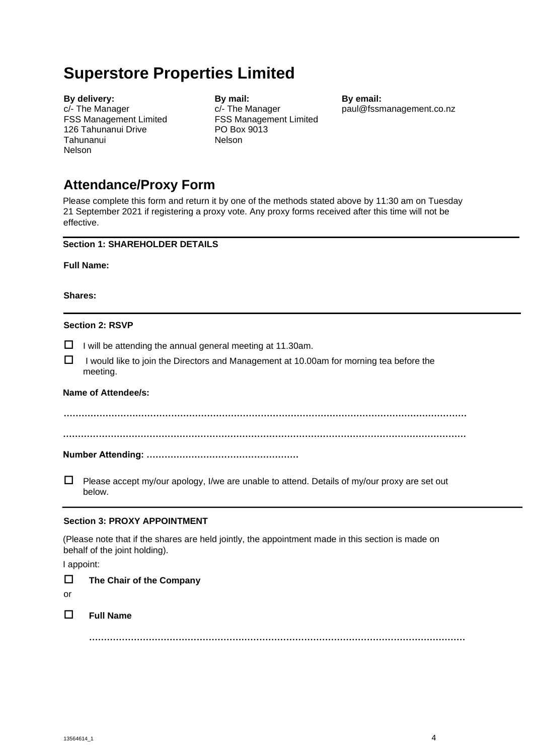# Superstore Properties Limited

**By delivery:**
c/- The Manager
FSS Management Limited
126 Tahunanui Drive
Tahunanui
Nelson

**By mail:**
c/- The Manager
FSS Management Limited
PO Box 9013
Nelson

**By email:**
paul@fssmanagement.co.nz

## Attendance/Proxy Form

Please complete this form and return it by one of the methods stated above by 11:30 am on Tuesday 21 September 2021 if registering a proxy vote. Any proxy forms received after this time will not be effective.

---

**Section 1: SHAREHOLDER DETAILS**

**Full Name:**

**Shares:**

---

**Section 2: RSVP**

☐ I will be attending the annual general meeting at 11.30am.

☐ I would like to join the Directors and Management at 10.00am for morning tea before the meeting.

**Name of Attendee/s:**

……………………………………………………………………………………………………………………

……………………………………………………………………………………………………………………

**Number Attending:** ……………………………………………

☐ Please accept my/our apology, I/we are unable to attend. Details of my/our proxy are set out below.

---

**Section 3: PROXY APPOINTMENT**

(Please note that if the shares are held jointly, the appointment made in this section is made on behalf of the joint holding).

I appoint:

☐ **The Chair of the Company**

or

☐ **Full Name**

……………………………………………………………………………………………………………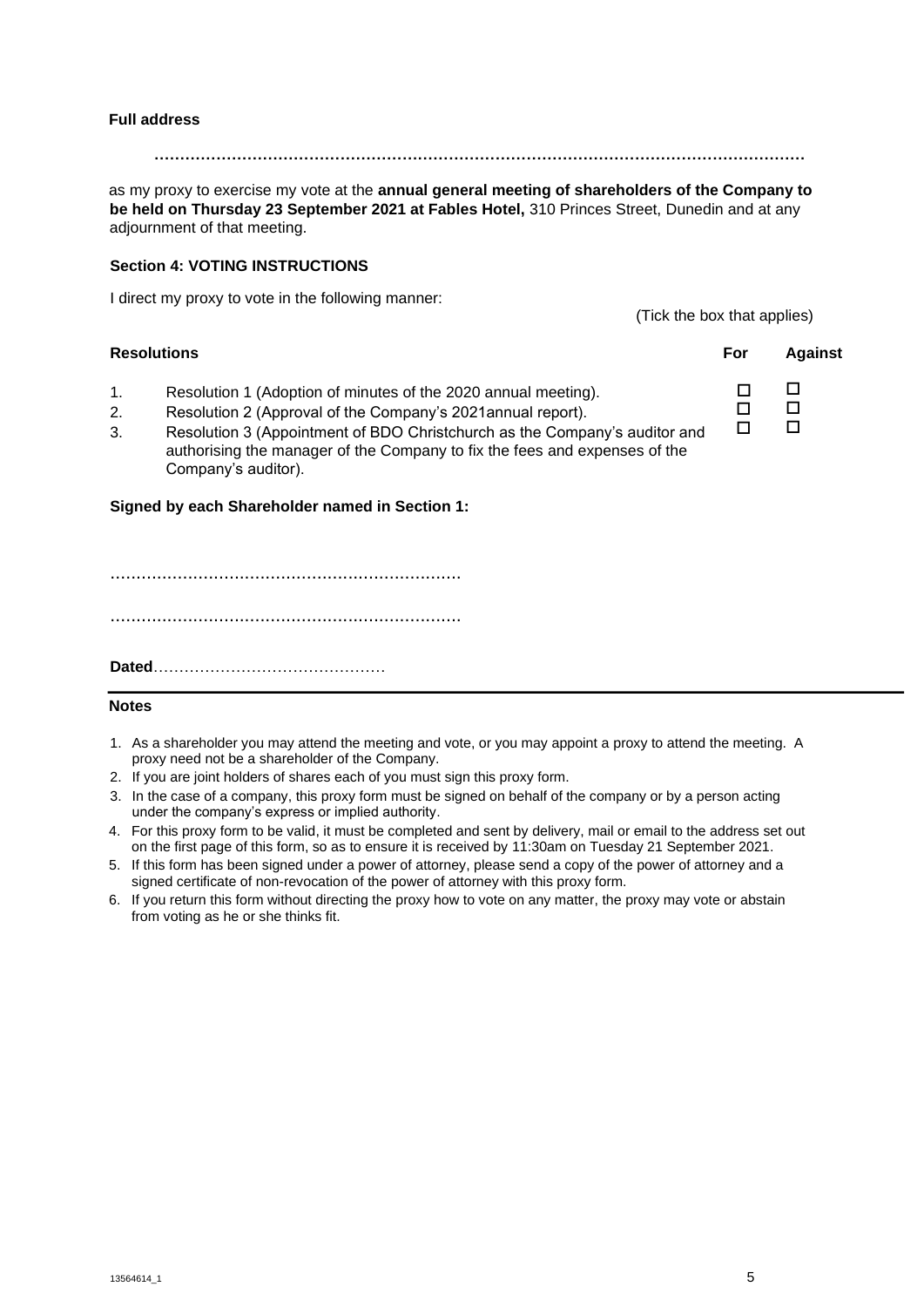**Full address**

……………………………………………………………………………………………………………

as my proxy to exercise my vote at the **annual general meeting of shareholders of the Company to be held on Thursday 23 September 2021 at Fables Hotel,** 310 Princes Street, Dunedin and at any adjournment of that meeting.

**Section 4: VOTING INSTRUCTIONS**

I direct my proxy to vote in the following manner:

(Tick the box that applies)

| | Resolutions | For | Against |
|---|---|---|---|
| 1. | Resolution 1 (Adoption of minutes of the 2020 annual meeting). | ☐ | ☐ |
| 2. | Resolution 2 (Approval of the Company's 2021annual report). | ☐ | ☐ |
| 3. | Resolution 3 (Appointment of BDO Christchurch as the Company's auditor and authorising the manager of the Company to fix the fees and expenses of the Company's auditor). | ☐ | ☐ |

**Signed by each Shareholder named in Section 1:**

…………………………………………………………

…………………………………………………………

**Dated**………………………………………

**Notes**

1. As a shareholder you may attend the meeting and vote, or you may appoint a proxy to attend the meeting. A proxy need not be a shareholder of the Company.
2. If you are joint holders of shares each of you must sign this proxy form.
3. In the case of a company, this proxy form must be signed on behalf of the company or by a person acting under the company's express or implied authority.
4. For this proxy form to be valid, it must be completed and sent by delivery, mail or email to the address set out on the first page of this form, so as to ensure it is received by 11:30am on Tuesday 21 September 2021.
5. If this form has been signed under a power of attorney, please send a copy of the power of attorney and a signed certificate of non-revocation of the power of attorney with this proxy form.
6. If you return this form without directing the proxy how to vote on any matter, the proxy may vote or abstain from voting as he or she thinks fit.

13564614_1